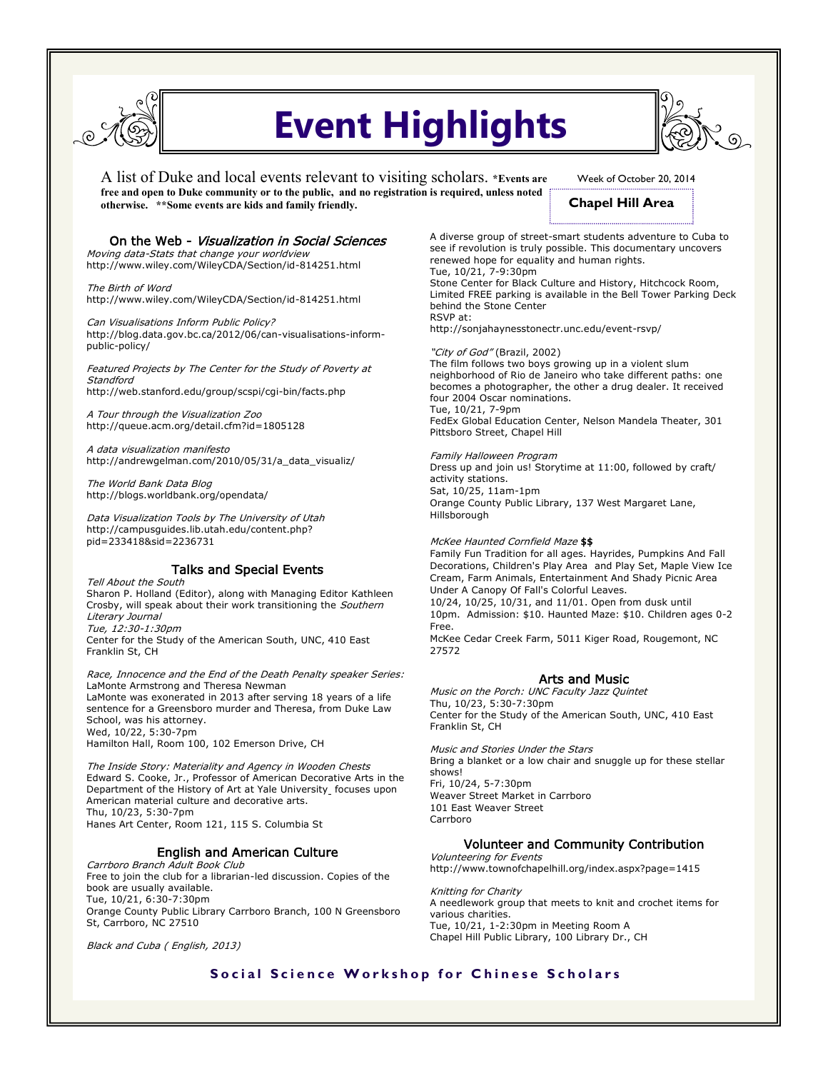# Event Highlights

A list of Duke and local events relevant to visiting scholars. **\*Events are free and open to Duke community or to the public, and no registration is required, unless noted otherwise. \*\*Some events are kids and family friendly.**

Week of October 20, 2014

**Chapel Hill Area**

## On the Web - *Visualization in Social Sciences*

*Moving data-Stats that change your worldview*
http://www.wiley.com/WileyCDA/Section/id-814251.html

*The Birth of Word*
http://www.wiley.com/WileyCDA/Section/id-814251.html

*Can Visualisations Inform Public Policy?*
http://blog.data.gov.bc.ca/2012/06/can-visualisations-inform-public-policy/

*Featured Projects by The Center for the Study of Poverty at Standford*
http://web.stanford.edu/group/scspi/cgi-bin/facts.php

*A Tour through the Visualization Zoo*
http://queue.acm.org/detail.cfm?id=1805128

*A data visualization manifesto*
http://andrewgelman.com/2010/05/31/a_data_visualiz/

*The World Bank Data Blog*
http://blogs.worldbank.org/opendata/

*Data Visualization Tools by The University of Utah*
http://campusguides.lib.utah.edu/content.php?pid=233418&sid=2236731

## Talks and Special Events

*Tell About the South*
Sharon P. Holland (Editor), along with Managing Editor Kathleen Crosby, will speak about their work transitioning the *Southern Literary Journal*
*Tue, 12:30-1:30pm*
Center for the Study of the American South, UNC, 410 East Franklin St, CH

*Race, Innocence and the End of the Death Penalty speaker Series:*
LaMonte Armstrong and Theresa Newman
LaMonte was exonerated in 2013 after serving 18 years of a life sentence for a Greensboro murder and Theresa, from Duke Law School, was his attorney.
Wed, 10/22, 5:30-7pm
Hamilton Hall, Room 100, 102 Emerson Drive, CH

*The Inside Story: Materiality and Agency in Wooden Chests*
Edward S. Cooke, Jr., Professor of American Decorative Arts in the Department of the History of Art at Yale University_ focuses upon American material culture and decorative arts.
Thu, 10/23, 5:30-7pm
Hanes Art Center, Room 121, 115 S. Columbia St

## English and American Culture

*Carrboro Branch Adult Book Club*
Free to join the club for a librarian-led discussion. Copies of the book are usually available.
Tue, 10/21, 6:30-7:30pm
Orange County Public Library Carrboro Branch, 100 N Greensboro St, Carrboro, NC 27510

*Black and Cuba ( English, 2013)*
A diverse group of street-smart students adventure to Cuba to see if revolution is truly possible. This documentary uncovers renewed hope for equality and human rights.
Tue, 10/21, 7-9:30pm
Stone Center for Black Culture and History, Hitchcock Room, Limited FREE parking is available in the Bell Tower Parking Deck behind the Stone Center
RSVP at:
http://sonjahaynesstonectr.unc.edu/event-rsvp/

*"City of God"* (Brazil, 2002)
The film follows two boys growing up in a violent slum neighborhood of Rio de Janeiro who take different paths: one becomes a photographer, the other a drug dealer. It received four 2004 Oscar nominations.
Tue, 10/21, 7-9pm
FedEx Global Education Center, Nelson Mandela Theater, 301 Pittsboro Street, Chapel Hill

*Family Halloween Program*
Dress up and join us! Storytime at 11:00, followed by craft/activity stations.
Sat, 10/25, 11am-1pm
Orange County Public Library, 137 West Margaret Lane, Hillsborough

*McKee Haunted Cornfield Maze* **$$**
Family Fun Tradition for all ages. Hayrides, Pumpkins And Fall Decorations, Children's Play Area and Play Set, Maple View Ice Cream, Farm Animals, Entertainment And Shady Picnic Area Under A Canopy Of Fall's Colorful Leaves.
10/24, 10/25, 10/31, and 11/01. Open from dusk until 10pm. Admission: $10. Haunted Maze: $10. Children ages 0-2 Free.
McKee Cedar Creek Farm, 5011 Kiger Road, Rougemont, NC 27572

## Arts and Music

*Music on the Porch: UNC Faculty Jazz Quintet*
Thu, 10/23, 5:30-7:30pm
Center for the Study of the American South, UNC, 410 East Franklin St, CH

*Music and Stories Under the Stars*
Bring a blanket or a low chair and snuggle up for these stellar shows!
Fri, 10/24, 5-7:30pm
Weaver Street Market in Carrboro
101 East Weaver Street
Carrboro

## Volunteer and Community Contribution

*Volunteering for Events*
http://www.townofchapelhill.org/index.aspx?page=1415

*Knitting for Charity*
A needlework group that meets to knit and crochet items for various charities.
Tue, 10/21, 1-2:30pm in Meeting Room A
Chapel Hill Public Library, 100 Library Dr., CH

**Social Science Workshop for Chinese Scholars**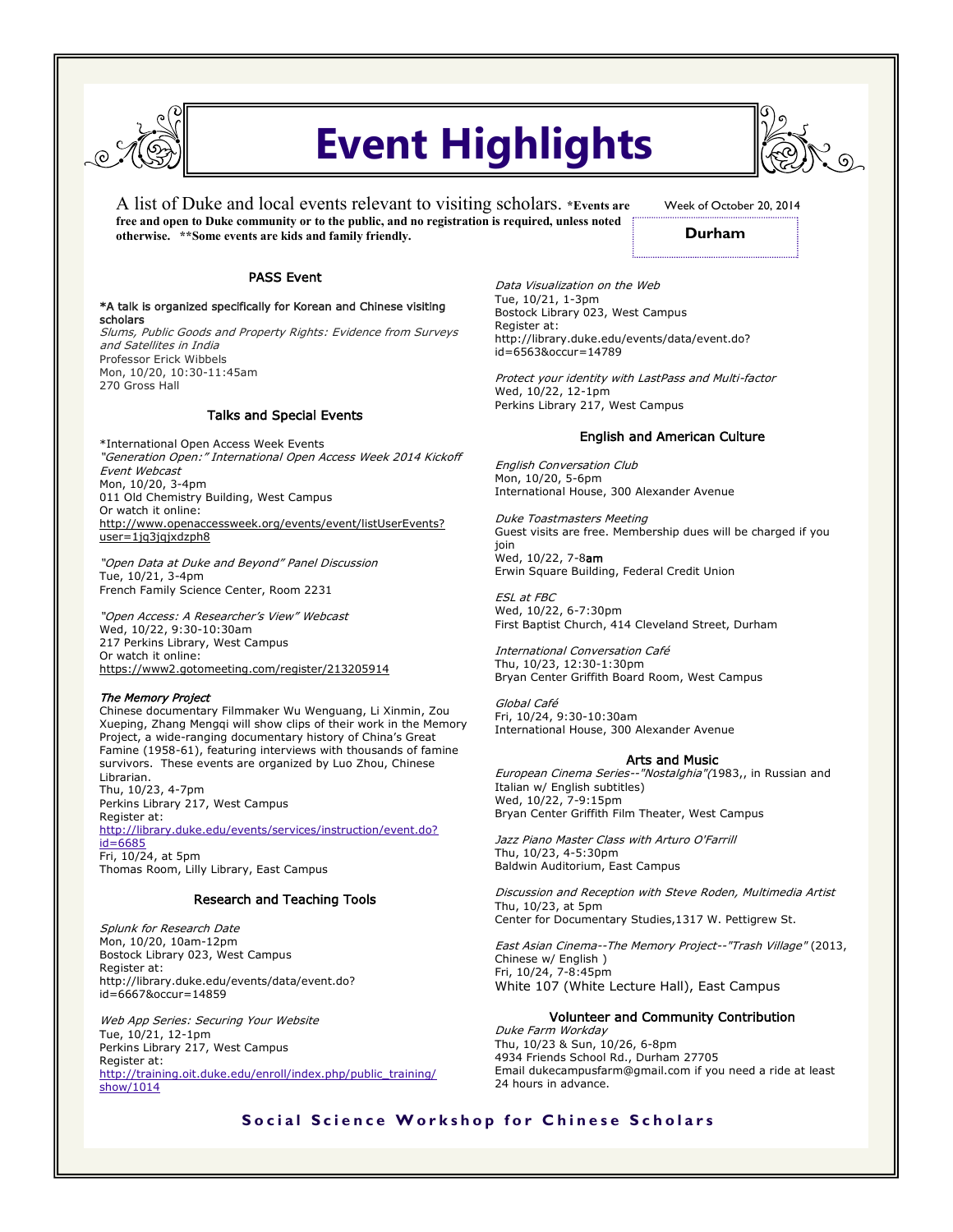# Event Highlights

A list of Duke and local events relevant to visiting scholars. ***Events are free and open to Duke community or to the public, and no registration is required, unless noted otherwise. **Some events are kids and family friendly.**

Week of October 20, 2014

**Durham**

## PASS Event

*A talk is organized specifically for Korean and Chinese visiting scholars

*Slums, Public Goods and Property Rights: Evidence from Surveys and Satellites in India*
Professor Erick Wibbels
Mon, 10/20, 10:30-11:45am
270 Gross Hall

## Talks and Special Events

*International Open Access Week Events

*"Generation Open:" International Open Access Week 2014 Kickoff Event Webcast*
Mon, 10/20, 3-4pm
011 Old Chemistry Building, West Campus
Or watch it online:
http://www.openaccessweek.org/events/event/listUserEvents?user=1jq3jqjxdzph8

*"Open Data at Duke and Beyond" Panel Discussion*
Tue, 10/21, 3-4pm
French Family Science Center, Room 2231

*"Open Access: A Researcher's View" Webcast*
Wed, 10/22, 9:30-10:30am
217 Perkins Library, West Campus
Or watch it online:
https://www2.gotomeeting.com/register/213205914

***The Memory Project***
Chinese documentary Filmmaker Wu Wenguang, Li Xinmin, Zou Xueping, Zhang Mengqi will show clips of their work in the Memory Project, a wide-ranging documentary history of China's Great Famine (1958-61), featuring interviews with thousands of famine survivors. These events are organized by Luo Zhou, Chinese Librarian.
Thu, 10/23, 4-7pm
Perkins Library 217, West Campus
Register at:
http://library.duke.edu/events/services/instruction/event.do?id=6685
Fri, 10/24, at 5pm
Thomas Room, Lilly Library, East Campus

## Research and Teaching Tools

*Splunk for Research Date*
Mon, 10/20, 10am-12pm
Bostock Library 023, West Campus
Register at:
http://library.duke.edu/events/data/event.do?id=6667&occur=14859

*Web App Series: Securing Your Website*
Tue, 10/21, 12-1pm
Perkins Library 217, West Campus
Register at:
http://training.oit.duke.edu/enroll/index.php/public_training/show/1014

*Data Visualization on the Web*
Tue, 10/21, 1-3pm
Bostock Library 023, West Campus
Register at:
http://library.duke.edu/events/data/event.do?id=6563&occur=14789

*Protect your identity with LastPass and Multi-factor*
Wed, 10/22, 12-1pm
Perkins Library 217, West Campus

## English and American Culture

*English Conversation Club*
Mon, 10/20, 5-6pm
International House, 300 Alexander Avenue

*Duke Toastmasters Meeting*
Guest visits are free. Membership dues will be charged if you join
Wed, 10/22, 7-8am
Erwin Square Building, Federal Credit Union

*ESL at FBC*
Wed, 10/22, 6-7:30pm
First Baptist Church, 414 Cleveland Street, Durham

*International Conversation Café*
Thu, 10/23, 12:30-1:30pm
Bryan Center Griffith Board Room, West Campus

*Global Café*
Fri, 10/24, 9:30-10:30am
International House, 300 Alexander Avenue

## Arts and Music

*European Cinema Series--"Nostalghia"(*1983,, in Russian and Italian w/ English subtitles)
Wed, 10/22, 7-9:15pm
Bryan Center Griffith Film Theater, West Campus

*Jazz Piano Master Class with Arturo O'Farrill*
Thu, 10/23, 4-5:30pm
Baldwin Auditorium, East Campus

*Discussion and Reception with Steve Roden, Multimedia Artist*
Thu, 10/23, at 5pm
Center for Documentary Studies,1317 W. Pettigrew St.

*East Asian Cinema--The Memory Project--"Trash Village"* (2013, Chinese w/ English )
Fri, 10/24, 7-8:45pm
White 107 (White Lecture Hall), East Campus

## Volunteer and Community Contribution

*Duke Farm Workday*
Thu, 10/23 & Sun, 10/26, 6-8pm
4934 Friends School Rd., Durham 27705
Email dukecampusfarm@gmail.com if you need a ride at least 24 hours in advance.

**Social Science Workshop for Chinese Scholars**